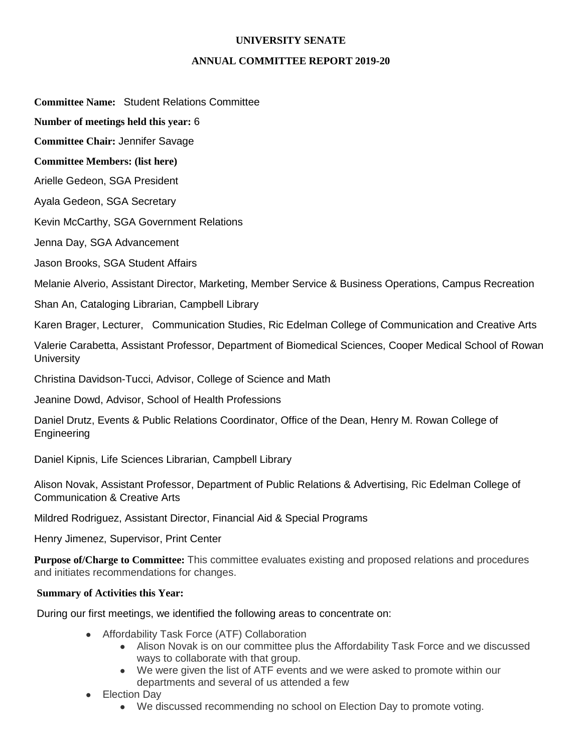**UNIVERSITY SENATE**

**ANNUAL COMMITTEE REPORT 2019-20**

**Committee Name:** Student Relations Committee

**Number of meetings held this year:** 6

**Committee Chair:** Jennifer Savage

**Committee Members: (list here)**

Arielle Gedeon, SGA President

Ayala Gedeon, SGA Secretary

Kevin McCarthy, SGA Government Relations

Jenna Day, SGA Advancement

Jason Brooks, SGA Student Affairs

Melanie Alverio, Assistant Director, Marketing, Member Service & Business Operations, Campus Recreation

Shan An, Cataloging Librarian, Campbell Library

Karen Brager, Lecturer, Communication Studies, Ric Edelman College of Communication and Creative Arts

Valerie Carabetta, Assistant Professor, Department of Biomedical Sciences, Cooper Medical School of Rowan University

Christina Davidson-Tucci, Advisor, College of Science and Math

Jeanine Dowd, Advisor, School of Health Professions

Daniel Drutz, Events & Public Relations Coordinator, Office of the Dean, Henry M. Rowan College of Engineering

Daniel Kipnis, Life Sciences Librarian, Campbell Library

Alison Novak, Assistant Professor, Department of Public Relations & Advertising, Ric Edelman College of Communication & Creative Arts

Mildred Rodriguez, Assistant Director, Financial Aid & Special Programs

Henry Jimenez, Supervisor, Print Center

**Purpose of/Charge to Committee:** This committee evaluates existing and proposed relations and procedures and initiates recommendations for changes.

**Summary of Activities this Year:**

During our first meetings, we identified the following areas to concentrate on:

- Affordability Task Force (ATF) Collaboration
  - Alison Novak is on our committee plus the Affordability Task Force and we discussed ways to collaborate with that group.
  - We were given the list of ATF events and we were asked to promote within our departments and several of us attended a few
- Election Day
  - We discussed recommending no school on Election Day to promote voting.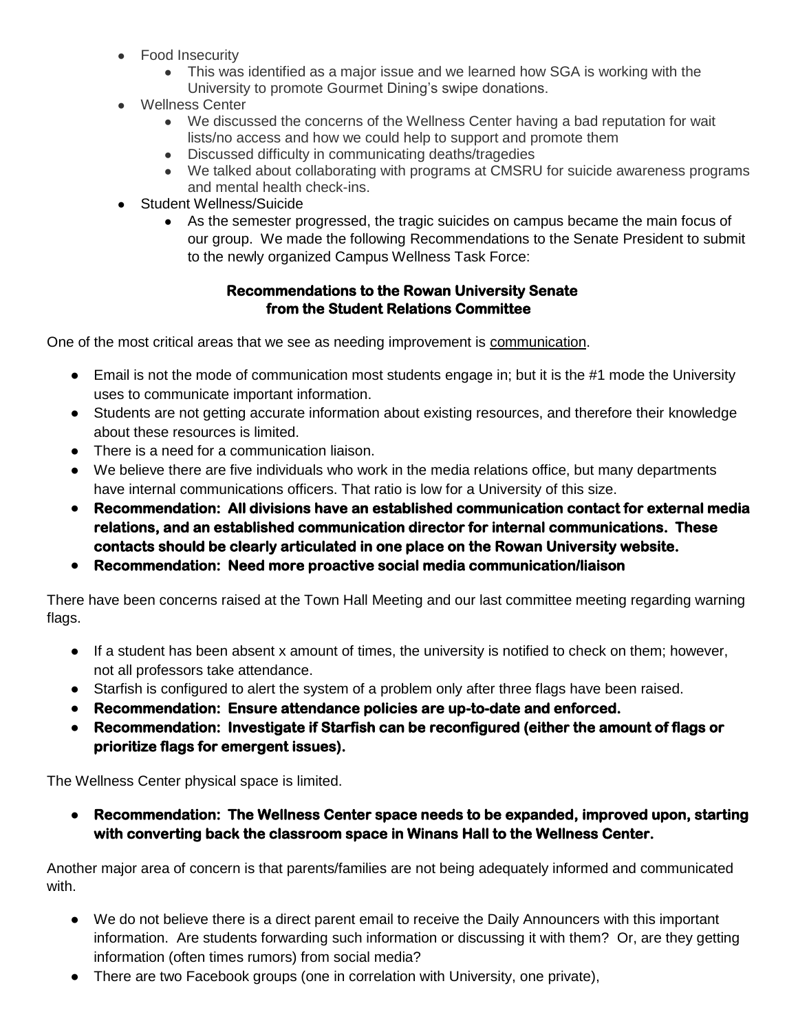- Food Insecurity
  - This was identified as a major issue and we learned how SGA is working with the University to promote Gourmet Dining's swipe donations.
- Wellness Center
  - We discussed the concerns of the Wellness Center having a bad reputation for wait lists/no access and how we could help to support and promote them
  - Discussed difficulty in communicating deaths/tragedies
  - We talked about collaborating with programs at CMSRU for suicide awareness programs and mental health check-ins.
- Student Wellness/Suicide
  - As the semester progressed, the tragic suicides on campus became the main focus of our group. We made the following Recommendations to the Senate President to submit to the newly organized Campus Wellness Task Force:

**Recommendations to the Rowan University Senate from the Student Relations Committee**

One of the most critical areas that we see as needing improvement is <u>communication</u>.

- Email is not the mode of communication most students engage in; but it is the #1 mode the University uses to communicate important information.
- Students are not getting accurate information about existing resources, and therefore their knowledge about these resources is limited.
- There is a need for a communication liaison.
- We believe there are five individuals who work in the media relations office, but many departments have internal communications officers. That ratio is low for a University of this size.
- **Recommendation: All divisions have an established communication contact for external media relations, and an established communication director for internal communications. These contacts should be clearly articulated in one place on the Rowan University website.**
- **Recommendation: Need more proactive social media communication/liaison**

There have been concerns raised at the Town Hall Meeting and our last committee meeting regarding warning flags.

- If a student has been absent x amount of times, the university is notified to check on them; however, not all professors take attendance.
- Starfish is configured to alert the system of a problem only after three flags have been raised.
- **Recommendation: Ensure attendance policies are up-to-date and enforced.**
- **Recommendation: Investigate if Starfish can be reconfigured (either the amount of flags or prioritize flags for emergent issues).**

The Wellness Center physical space is limited.

- **Recommendation: The Wellness Center space needs to be expanded, improved upon, starting with converting back the classroom space in Winans Hall to the Wellness Center.**

Another major area of concern is that parents/families are not being adequately informed and communicated with.

- We do not believe there is a direct parent email to receive the Daily Announcers with this important information. Are students forwarding such information or discussing it with them? Or, are they getting information (often times rumors) from social media?
- There are two Facebook groups (one in correlation with University, one private),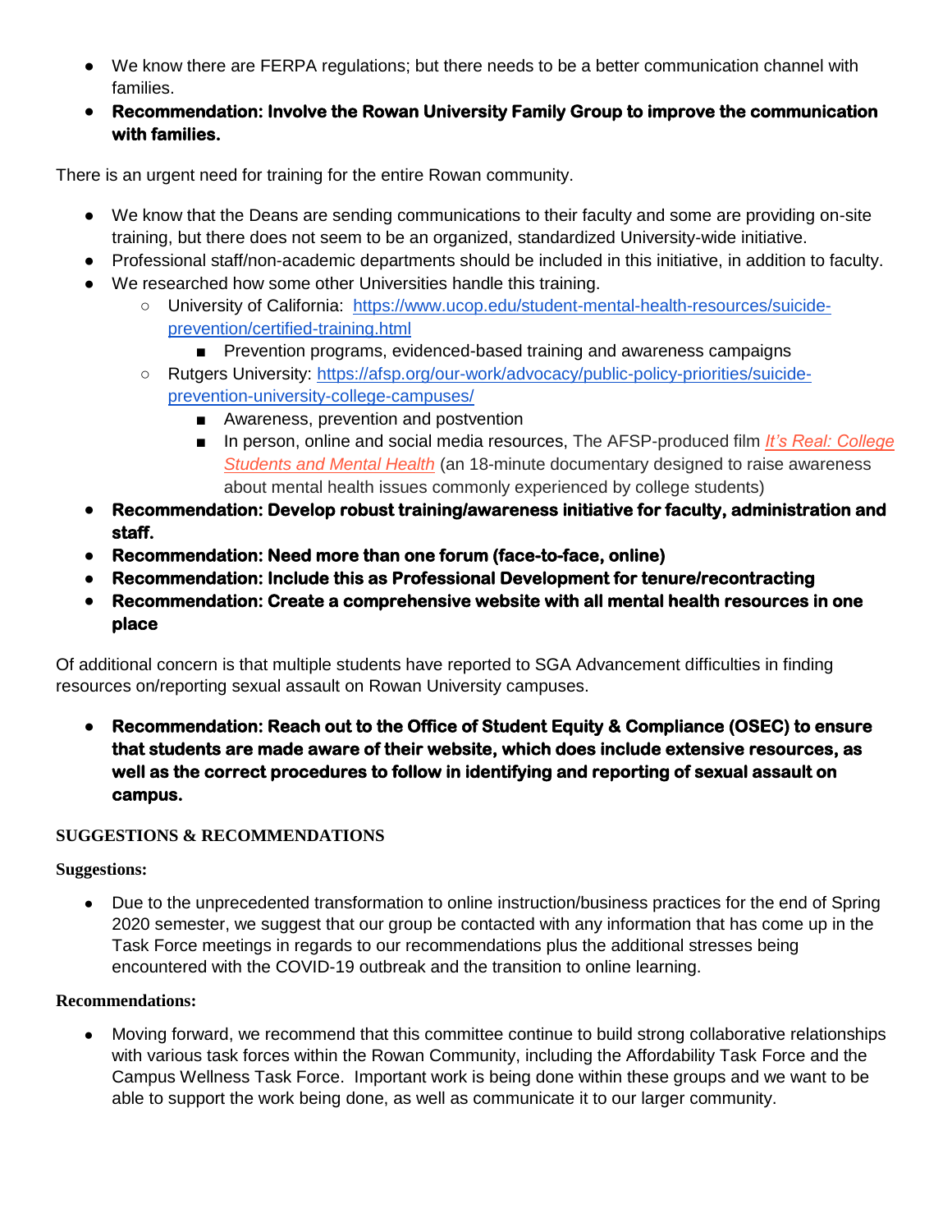- We know there are FERPA regulations; but there needs to be a better communication channel with families.
- **Recommendation: Involve the Rowan University Family Group to improve the communication with families.**

There is an urgent need for training for the entire Rowan community.

- We know that the Deans are sending communications to their faculty and some are providing on-site training, but there does not seem to be an organized, standardized University-wide initiative.
- Professional staff/non-academic departments should be included in this initiative, in addition to faculty.
- We researched how some other Universities handle this training.
    - University of California: [https://www.ucop.edu/student-mental-health-resources/suicide-prevention/certified-training.html](https://www.ucop.edu/student-mental-health-resources/suicide-prevention/certified-training.html)
        - Prevention programs, evidenced-based training and awareness campaigns
    - Rutgers University: [https://afsp.org/our-work/advocacy/public-policy-priorities/suicide-prevention-university-college-campuses/](https://afsp.org/our-work/advocacy/public-policy-priorities/suicide-prevention-university-college-campuses/)
        - Awareness, prevention and postvention
        - In person, online and social media resources, The AFSP-produced film *It's Real: College Students and Mental Health* (an 18-minute documentary designed to raise awareness about mental health issues commonly experienced by college students)
- **Recommendation: Develop robust training/awareness initiative for faculty, administration and staff.**
- **Recommendation: Need more than one forum (face-to-face, online)**
- **Recommendation: Include this as Professional Development for tenure/recontracting**
- **Recommendation: Create a comprehensive website with all mental health resources in one place**

Of additional concern is that multiple students have reported to SGA Advancement difficulties in finding resources on/reporting sexual assault on Rowan University campuses.

- **Recommendation: Reach out to the Office of Student Equity & Compliance (OSEC) to ensure that students are made aware of their website, which does include extensive resources, as well as the correct procedures to follow in identifying and reporting of sexual assault on campus.**

**SUGGESTIONS & RECOMMENDATIONS**

**Suggestions:**

- Due to the unprecedented transformation to online instruction/business practices for the end of Spring 2020 semester, we suggest that our group be contacted with any information that has come up in the Task Force meetings in regards to our recommendations plus the additional stresses being encountered with the COVID-19 outbreak and the transition to online learning.

**Recommendations:**

- Moving forward, we recommend that this committee continue to build strong collaborative relationships with various task forces within the Rowan Community, including the Affordability Task Force and the Campus Wellness Task Force. Important work is being done within these groups and we want to be able to support the work being done, as well as communicate it to our larger community.